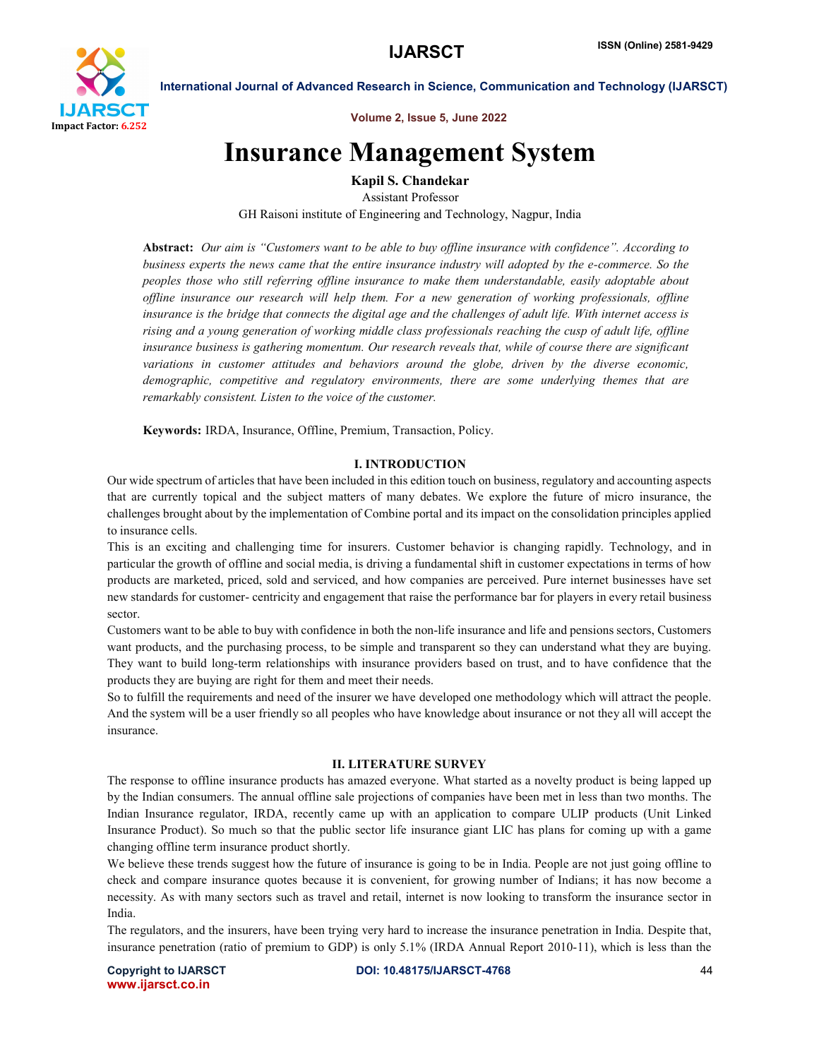# Insurance Management System

**Kapil S. Chandekar**

Assistant Professor

GH Raisoni institute of Engineering and Technology, Nagpur, India

**Abstract:** *Our aim is "Customers want to be able to buy offline insurance with confidence". According to business experts the news came that the entire insurance industry will adopted by the e-commerce. So the peoples those who still referring offline insurance to make them understandable, easily adoptable about offline insurance our research will help them. For a new generation of working professionals, offline insurance is the bridge that connects the digital age and the challenges of adult life. With internet access is rising and a young generation of working middle class professionals reaching the cusp of adult life, offline insurance business is gathering momentum. Our research reveals that, while of course there are significant variations in customer attitudes and behaviors around the globe, driven by the diverse economic, demographic, competitive and regulatory environments, there are some underlying themes that are remarkably consistent. Listen to the voice of the customer.*

**Keywords:** IRDA, Insurance, Offline, Premium, Transaction, Policy.

## I. INTRODUCTION

Our wide spectrum of articles that have been included in this edition touch on business, regulatory and accounting aspects that are currently topical and the subject matters of many debates. We explore the future of micro insurance, the challenges brought about by the implementation of Combine portal and its impact on the consolidation principles applied to insurance cells.

This is an exciting and challenging time for insurers. Customer behavior is changing rapidly. Technology, and in particular the growth of offline and social media, is driving a fundamental shift in customer expectations in terms of how products are marketed, priced, sold and serviced, and how companies are perceived. Pure internet businesses have set new standards for customer- centricity and engagement that raise the performance bar for players in every retail business sector.

Customers want to be able to buy with confidence in both the non-life insurance and life and pensions sectors, Customers want products, and the purchasing process, to be simple and transparent so they can understand what they are buying. They want to build long-term relationships with insurance providers based on trust, and to have confidence that the products they are buying are right for them and meet their needs.

So to fulfill the requirements and need of the insurer we have developed one methodology which will attract the people. And the system will be a user friendly so all peoples who have knowledge about insurance or not they all will accept the insurance.

## II. LITERATURE SURVEY

The response to offline insurance products has amazed everyone. What started as a novelty product is being lapped up by the Indian consumers. The annual offline sale projections of companies have been met in less than two months. The Indian Insurance regulator, IRDA, recently came up with an application to compare ULIP products (Unit Linked Insurance Product). So much so that the public sector life insurance giant LIC has plans for coming up with a game changing offline term insurance product shortly.

We believe these trends suggest how the future of insurance is going to be in India. People are not just going offline to check and compare insurance quotes because it is convenient, for growing number of Indians; it has now become a necessity. As with many sectors such as travel and retail, internet is now looking to transform the insurance sector in India.

The regulators, and the insurers, have been trying very hard to increase the insurance penetration in India. Despite that, insurance penetration (ratio of premium to GDP) is only 5.1% (IRDA Annual Report 2010-11), which is less than the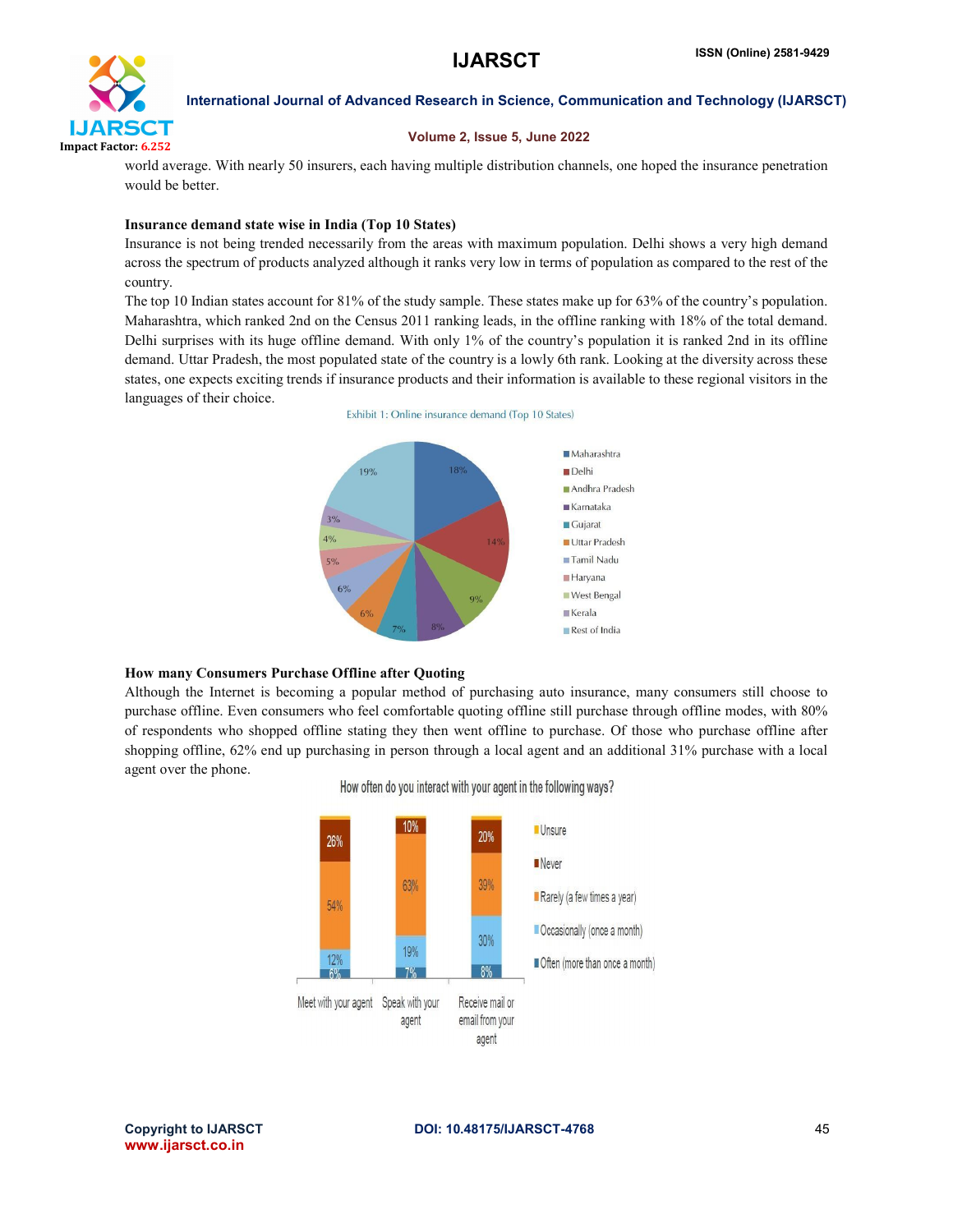world average. With nearly 50 insurers, each having multiple distribution channels, one hoped the insurance penetration would be better.

### Insurance demand state wise in India (Top 10 States)

Insurance is not being trended necessarily from the areas with maximum population. Delhi shows a very high demand across the spectrum of products analyzed although it ranks very low in terms of population as compared to the rest of the country.

The top 10 Indian states account for 81% of the study sample. These states make up for 63% of the country's population. Maharashtra, which ranked 2nd on the Census 2011 ranking leads, in the offline ranking with 18% of the total demand. Delhi surprises with its huge offline demand. With only 1% of the country's population it is ranked 2nd in its offline demand. Uttar Pradesh, the most populated state of the country is a lowly 6th rank. Looking at the diversity across these states, one expects exciting trends if insurance products and their information is available to these regional visitors in the languages of their choice.

Exhibit 1: Online insurance demand (Top 10 States)

| State | Share |
| --- | --- |
| Maharashtra | 18% |
| Delhi | 14% |
| Andhra Pradesh | 9% |
| Karnataka | 8% |
| Gujarat | 7% |
| Uttar Pradesh | 6% |
| Tamil Nadu | 6% |
| Haryana | 5% |
| West Bengal | 4% |
| Kerala | 3% |
| Rest of India | 19% |

### How many Consumers Purchase Offline after Quoting

Although the Internet is becoming a popular method of purchasing auto insurance, many consumers still choose to purchase offline. Even consumers who feel comfortable quoting offline still purchase through offline modes, with 80% of respondents who shopped offline stating they then went offline to purchase. Of those who purchase offline after shopping offline, 62% end up purchasing in person through a local agent and an additional 31% purchase with a local agent over the phone.

How often do you interact with your agent in the following ways?

| | Meet with your agent | Speak with your agent | Receive mail or email from your agent |
| --- | --- | --- | --- |
| Unsure | | | |
| Never | 26% | 10% | 20% |
| Rarely (a few times a year) | 54% | 63% | 39% |
| Occasionally (once a month) | 12% | 19% | 30% |
| Often (more than once a month) | 6% | 7% | 8% |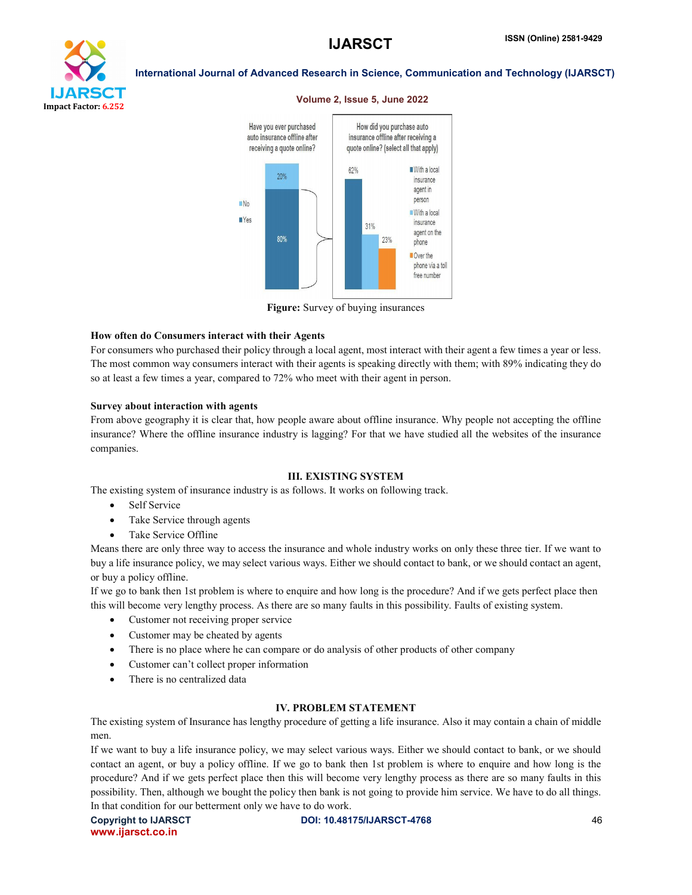Figure: Survey of buying insurances

**How often do Consumers interact with their Agents**

For consumers who purchased their policy through a local agent, most interact with their agent a few times a year or less. The most common way consumers interact with their agents is speaking directly with them; with 89% indicating they do so at least a few times a year, compared to 72% who meet with their agent in person.

**Survey about interaction with agents**

From above geography it is clear that, how people aware about offline insurance. Why people not accepting the offline insurance? Where the offline insurance industry is lagging? For that we have studied all the websites of the insurance companies.

## III. EXISTING SYSTEM

The existing system of insurance industry is as follows. It works on following track.

- Self Service
- Take Service through agents
- Take Service Offline

Means there are only three way to access the insurance and whole industry works on only these three tier. If we want to buy a life insurance policy, we may select various ways. Either we should contact to bank, or we should contact an agent, or buy a policy offline.

If we go to bank then 1st problem is where to enquire and how long is the procedure? And if we gets perfect place then this will become very lengthy process. As there are so many faults in this possibility. Faults of existing system.

- Customer not receiving proper service
- Customer may be cheated by agents
- There is no place where he can compare or do analysis of other products of other company
- Customer can't collect proper information
- There is no centralized data

## IV. PROBLEM STATEMENT

The existing system of Insurance has lengthy procedure of getting a life insurance. Also it may contain a chain of middle men.

If we want to buy a life insurance policy, we may select various ways. Either we should contact to bank, or we should contact an agent, or buy a policy offline. If we go to bank then 1st problem is where to enquire and how long is the procedure? And if we gets perfect place then this will become very lengthy process as there are so many faults in this possibility. Then, although we bought the policy then bank is not going to provide him service. We have to do all things. In that condition for our betterment only we have to do work.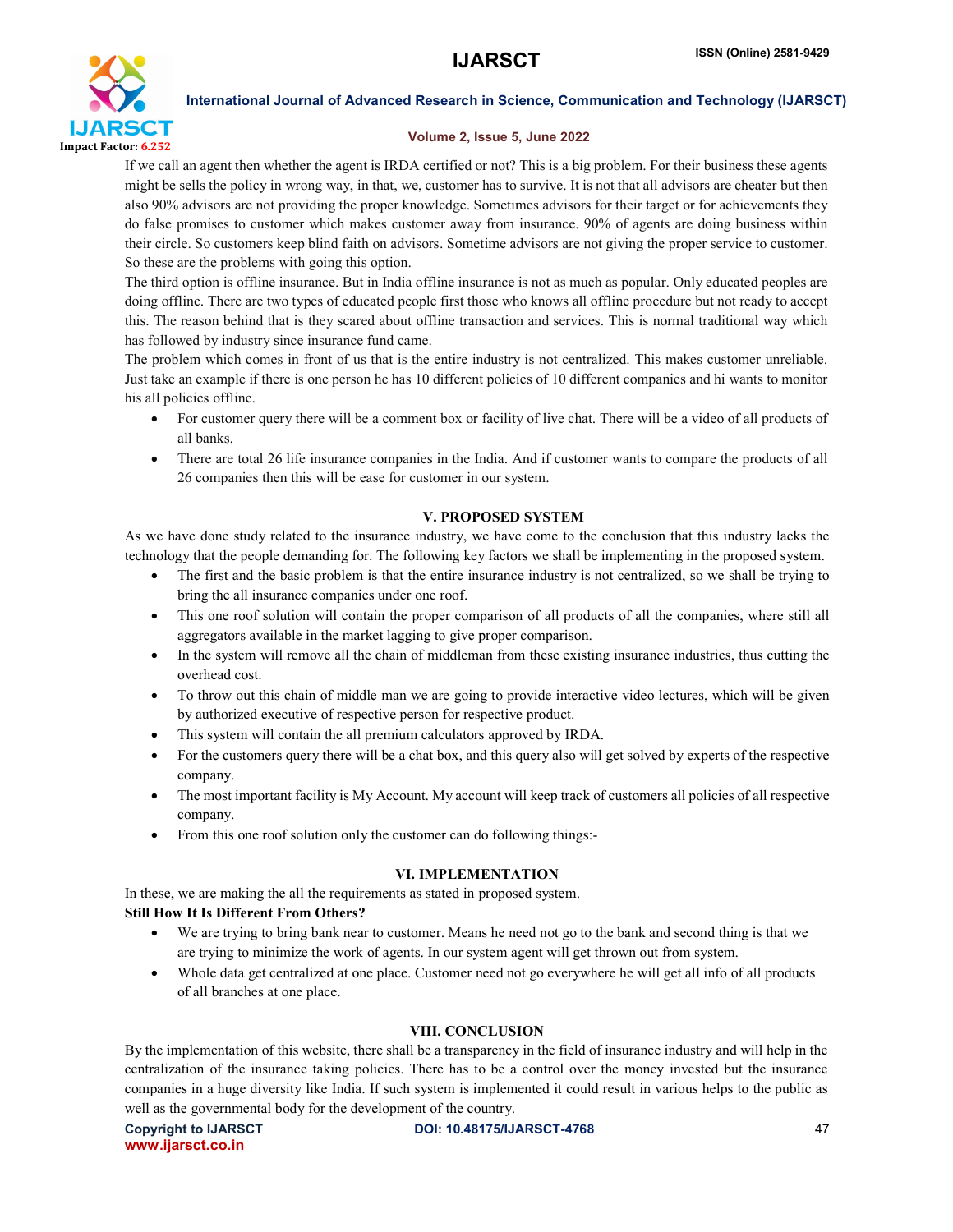If we call an agent then whether the agent is IRDA certified or not? This is a big problem. For their business these agents might be sells the policy in wrong way, in that, we, customer has to survive. It is not that all advisors are cheater but then also 90% advisors are not providing the proper knowledge. Sometimes advisors for their target or for achievements they do false promises to customer which makes customer away from insurance. 90% of agents are doing business within their circle. So customers keep blind faith on advisors. Sometime advisors are not giving the proper service to customer. So these are the problems with going this option.

The third option is offline insurance. But in India offline insurance is not as much as popular. Only educated peoples are doing offline. There are two types of educated people first those who knows all offline procedure but not ready to accept this. The reason behind that is they scared about offline transaction and services. This is normal traditional way which has followed by industry since insurance fund came.

The problem which comes in front of us that is the entire industry is not centralized. This makes customer unreliable. Just take an example if there is one person he has 10 different policies of 10 different companies and hi wants to monitor his all policies offline.

- For customer query there will be a comment box or facility of live chat. There will be a video of all products of all banks.
- There are total 26 life insurance companies in the India. And if customer wants to compare the products of all 26 companies then this will be ease for customer in our system.

## V. PROPOSED SYSTEM

As we have done study related to the insurance industry, we have come to the conclusion that this industry lacks the technology that the people demanding for. The following key factors we shall be implementing in the proposed system.

- The first and the basic problem is that the entire insurance industry is not centralized, so we shall be trying to bring the all insurance companies under one roof.
- This one roof solution will contain the proper comparison of all products of all the companies, where still all aggregators available in the market lagging to give proper comparison.
- In the system will remove all the chain of middleman from these existing insurance industries, thus cutting the overhead cost.
- To throw out this chain of middle man we are going to provide interactive video lectures, which will be given by authorized executive of respective person for respective product.
- This system will contain the all premium calculators approved by IRDA.
- For the customers query there will be a chat box, and this query also will get solved by experts of the respective company.
- The most important facility is My Account. My account will keep track of customers all policies of all respective company.
- From this one roof solution only the customer can do following things:-

## VI. IMPLEMENTATION

In these, we are making the all the requirements as stated in proposed system.

**Still How It Is Different From Others?**

- We are trying to bring bank near to customer. Means he need not go to the bank and second thing is that we are trying to minimize the work of agents. In our system agent will get thrown out from system.
- Whole data get centralized at one place. Customer need not go everywhere he will get all info of all products of all branches at one place.

## VIII. CONCLUSION

By the implementation of this website, there shall be a transparency in the field of insurance industry and will help in the centralization of the insurance taking policies. There has to be a control over the money invested but the insurance companies in a huge diversity like India. If such system is implemented it could result in various helps to the public as well as the governmental body for the development of the country.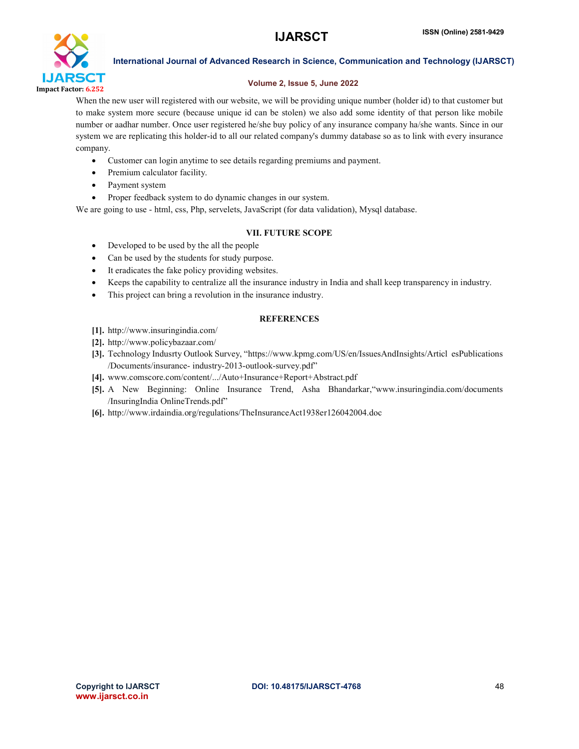When the new user will registered with our website, we will be providing unique number (holder id) to that customer but to make system more secure (because unique id can be stolen) we also add some identity of that person like mobile number or aadhar number. Once user registered he/she buy policy of any insurance company ha/she wants. Since in our system we are replicating this holder-id to all our related company's dummy database so as to link with every insurance company.

- Customer can login anytime to see details regarding premiums and payment.
- Premium calculator facility.
- Payment system
- Proper feedback system to do dynamic changes in our system.

We are going to use - html, css, Php, servelets, JavaScript (for data validation), Mysql database.

## VII. FUTURE SCOPE

- Developed to be used by the all the people
- Can be used by the students for study purpose.
- It eradicates the fake policy providing websites.
- Keeps the capability to centralize all the insurance industry in India and shall keep transparency in industry.
- This project can bring a revolution in the insurance industry.

## REFERENCES

**[1].** http://www.insuringindia.com/

**[2].** http://www.policybazaar.com/

**[3].** Technology Indusrty Outlook Survey, "https://www.kpmg.com/US/en/IssuesAndInsights/Articl esPublications /Documents/insurance- industry-2013-outlook-survey.pdf"

**[4].** www.comscore.com/content/.../Auto+Insurance+Report+Abstract.pdf

**[5].** A New Beginning: Online Insurance Trend, Asha Bhandarkar,"www.insuringindia.com/documents /InsuringIndia OnlineTrends.pdf"

**[6].** http://www.irdaindia.org/regulations/TheInsuranceAct1938er126042004.doc